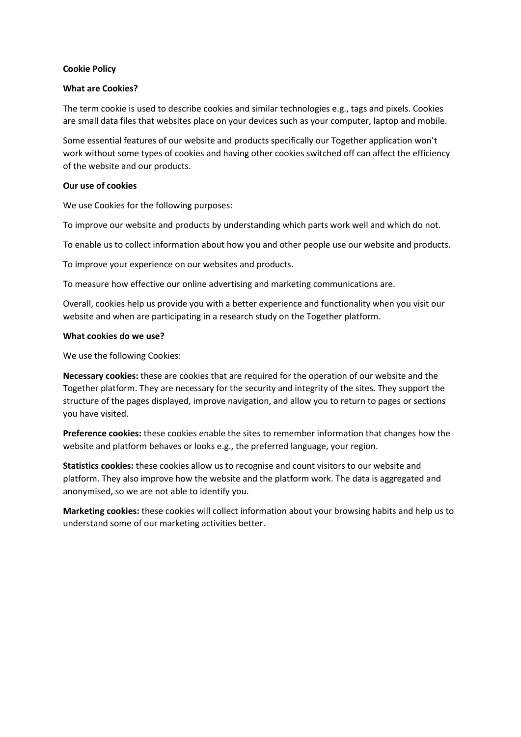# Cookie Policy

## What are Cookies?

The term cookie is used to describe cookies and similar technologies e.g., tags and pixels. Cookies are small data files that websites place on your devices such as your computer, laptop and mobile.

Some essential features of our website and products specifically our Together application won't work without some types of cookies and having other cookies switched off can affect the efficiency of the website and our products.

## Our use of cookies

We use Cookies for the following purposes:

To improve our website and products by understanding which parts work well and which do not.

To enable us to collect information about how you and other people use our website and products.

To improve your experience on our websites and products.

To measure how effective our online advertising and marketing communications are.

Overall, cookies help us provide you with a better experience and functionality when you visit our website and when are participating in a research study on the Together platform.

## What cookies do we use?

We use the following Cookies:

**Necessary cookies:** these are cookies that are required for the operation of our website and the Together platform. They are necessary for the security and integrity of the sites. They support the structure of the pages displayed, improve navigation, and allow you to return to pages or sections you have visited.

**Preference cookies:** these cookies enable the sites to remember information that changes how the website and platform behaves or looks e.g., the preferred language, your region.

**Statistics cookies:** these cookies allow us to recognise and count visitors to our website and platform. They also improve how the website and the platform work. The data is aggregated and anonymised, so we are not able to identify you.

**Marketing cookies:** these cookies will collect information about your browsing habits and help us to understand some of our marketing activities better.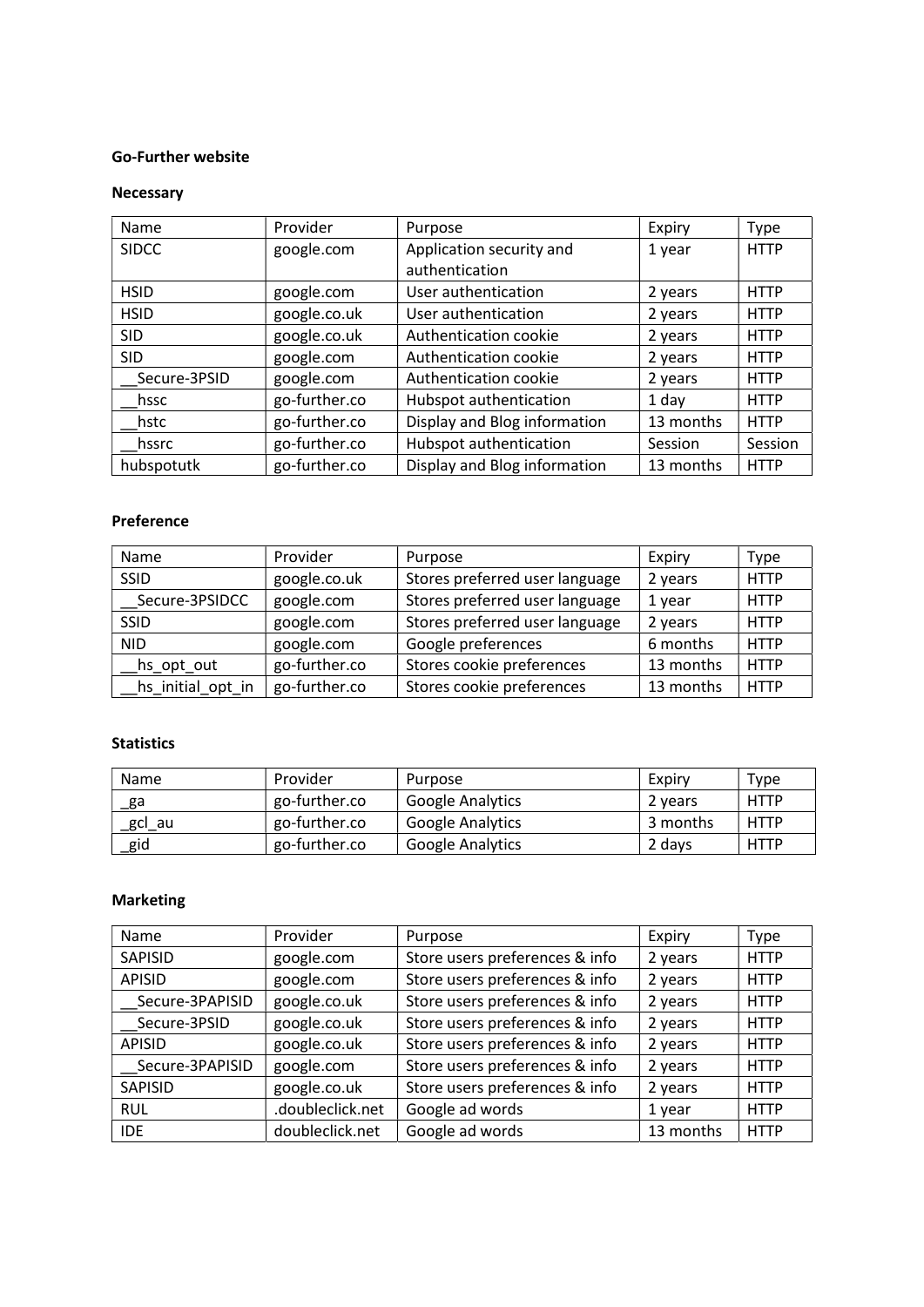**Go-Further website**

**Necessary**

| Name | Provider | Purpose | Expiry | Type |
|---|---|---|---|---|
| SIDCC | google.com | Application security and authentication | 1 year | HTTP |
| HSID | google.com | User authentication | 2 years | HTTP |
| HSID | google.co.uk | User authentication | 2 years | HTTP |
| SID | google.co.uk | Authentication cookie | 2 years | HTTP |
| SID | google.com | Authentication cookie | 2 years | HTTP |
| __Secure-3PSID | google.com | Authentication cookie | 2 years | HTTP |
| __hssc | go-further.co | Hubspot authentication | 1 day | HTTP |
| __hstc | go-further.co | Display and Blog information | 13 months | HTTP |
| __hssrc | go-further.co | Hubspot authentication | Session | Session |
| hubspotutk | go-further.co | Display and Blog information | 13 months | HTTP |

**Preference**

| Name | Provider | Purpose | Expiry | Type |
|---|---|---|---|---|
| SSID | google.co.uk | Stores preferred user language | 2 years | HTTP |
| __Secure-3PSIDCC | google.com | Stores preferred user language | 1 year | HTTP |
| SSID | google.com | Stores preferred user language | 2 years | HTTP |
| NID | google.com | Google preferences | 6 months | HTTP |
| __hs_opt_out | go-further.co | Stores cookie preferences | 13 months | HTTP |
| __hs_initial_opt_in | go-further.co | Stores cookie preferences | 13 months | HTTP |

**Statistics**

| Name | Provider | Purpose | Expiry | Type |
|---|---|---|---|---|
| _ga | go-further.co | Google Analytics | 2 years | HTTP |
| _gcl_au | go-further.co | Google Analytics | 3 months | HTTP |
| _gid | go-further.co | Google Analytics | 2 days | HTTP |

**Marketing**

| Name | Provider | Purpose | Expiry | Type |
|---|---|---|---|---|
| SAPISID | google.com | Store users preferences & info | 2 years | HTTP |
| APISID | google.com | Store users preferences & info | 2 years | HTTP |
| __Secure-3PAPISID | google.co.uk | Store users preferences & info | 2 years | HTTP |
| __Secure-3PSID | google.co.uk | Store users preferences & info | 2 years | HTTP |
| APISID | google.co.uk | Store users preferences & info | 2 years | HTTP |
| __Secure-3PAPISID | google.com | Store users preferences & info | 2 years | HTTP |
| SAPISID | google.co.uk | Store users preferences & info | 2 years | HTTP |
| RUL | .doubleclick.net | Google ad words | 1 year | HTTP |
| IDE | doubleclick.net | Google ad words | 13 months | HTTP |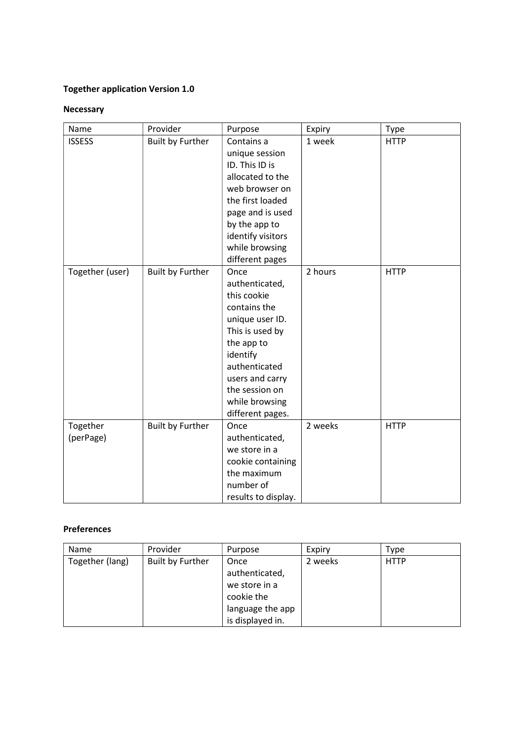**Together application Version 1.0**

**Necessary**

| Name | Provider | Purpose | Expiry | Type |
| --- | --- | --- | --- | --- |
| ISSESS | Built by Further | Contains a unique session ID. This ID is allocated to the web browser on the first loaded page and is used by the app to identify visitors while browsing different pages | 1 week | HTTP |
| Together (user) | Built by Further | Once authenticated, this cookie contains the unique user ID. This is used by the app to identify authenticated users and carry the session on while browsing different pages. | 2 hours | HTTP |
| Together (perPage) | Built by Further | Once authenticated, we store in a cookie containing the maximum number of results to display. | 2 weeks | HTTP |

**Preferences**

| Name | Provider | Purpose | Expiry | Type |
| --- | --- | --- | --- | --- |
| Together (lang) | Built by Further | Once authenticated, we store in a cookie the language the app is displayed in. | 2 weeks | HTTP |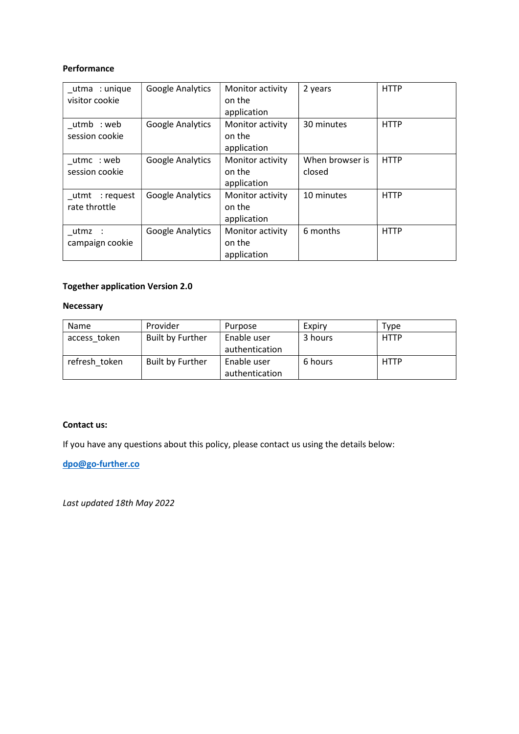**Performance**

| | | | | |
|---|---|---|---|---|
| _utma : unique visitor cookie | Google Analytics | Monitor activity on the application | 2 years | HTTP |
| _utmb : web session cookie | Google Analytics | Monitor activity on the application | 30 minutes | HTTP |
| _utmc : web session cookie | Google Analytics | Monitor activity on the application | When browser is closed | HTTP |
| _utmt : request rate throttle | Google Analytics | Monitor activity on the application | 10 minutes | HTTP |
| _utmz : campaign cookie | Google Analytics | Monitor activity on the application | 6 months | HTTP |

**Together application Version 2.0**

**Necessary**

| Name | Provider | Purpose | Expiry | Type |
|---|---|---|---|---|
| access_token | Built by Further | Enable user authentication | 3 hours | HTTP |
| refresh_token | Built by Further | Enable user authentication | 6 hours | HTTP |

**Contact us:**

If you have any questions about this policy, please contact us using the details below:

**dpo@go-further.co**

*Last updated 18th May 2022*